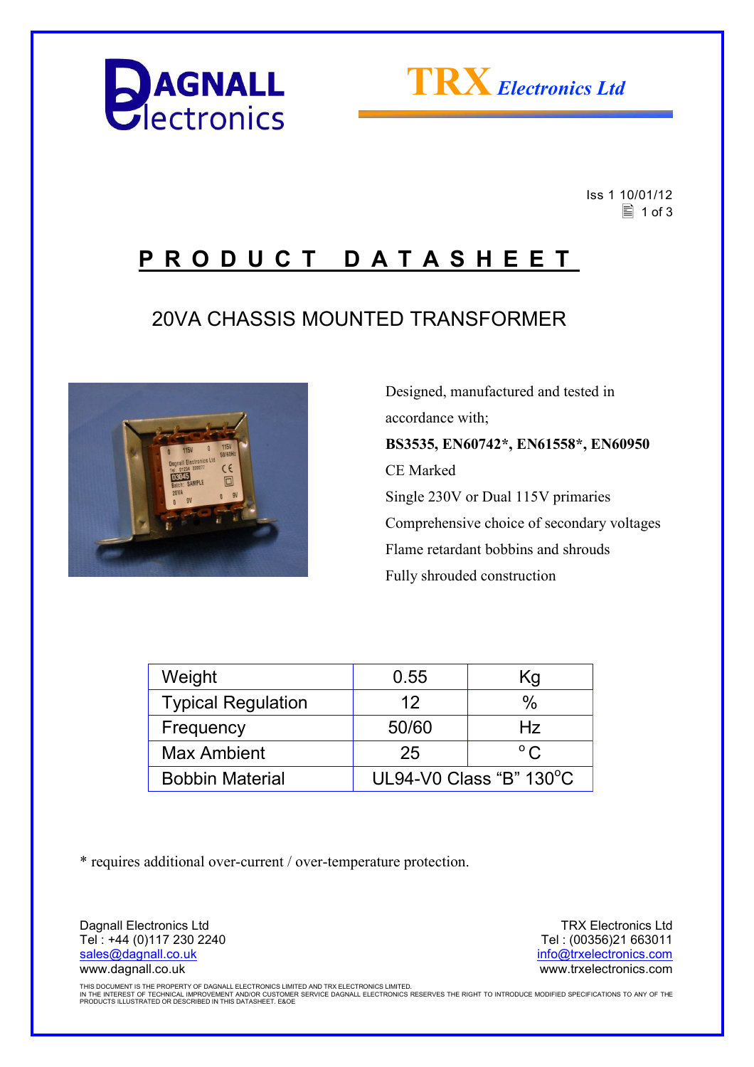Iss 1 10/01/12

# PRODUCT DATASHEET

## 20VA CHASSIS MOUNTED TRANSFORMER

Designed, manufactured and tested in accordance with;

**BS3535, EN60742*, EN61558*, EN60950**

CE Marked

Single 230V or Dual 115V primaries

Comprehensive choice of secondary voltages

Flame retardant bobbins and shrouds

Fully shrouded construction

| Weight | 0.55 | Kg |
|---|---|---|
| Typical Regulation | 12 | % |
| Frequency | 50/60 | Hz |
| Max Ambient | 25 | °C |
| Bobbin Material | UL94-V0 Class "B" 130°C | |

* requires additional over-current / over-temperature protection.

Dagnall Electronics Ltd
Tel : +44 (0)117 230 2240
sales@dagnall.co.uk
www.dagnall.co.uk

TRX Electronics Ltd
Tel : (00356)21 663011
info@trxelectronics.com
www.trxelectronics.com

THIS DOCUMENT IS THE PROPERTY OF DAGNALL ELECTRONICS LIMITED AND TRX ELECTRONICS LIMITED.
IN THE INTEREST OF TECHNICAL IMPROVEMENT AND/OR CUSTOMER SERVICE DAGNALL ELECTRONICS RESERVES THE RIGHT TO INTRODUCE MODIFIED SPECIFICATIONS TO ANY OF THE PRODUCTS ILLUSTRATED OR DESCRIBED IN THIS DATASHEET. E&OE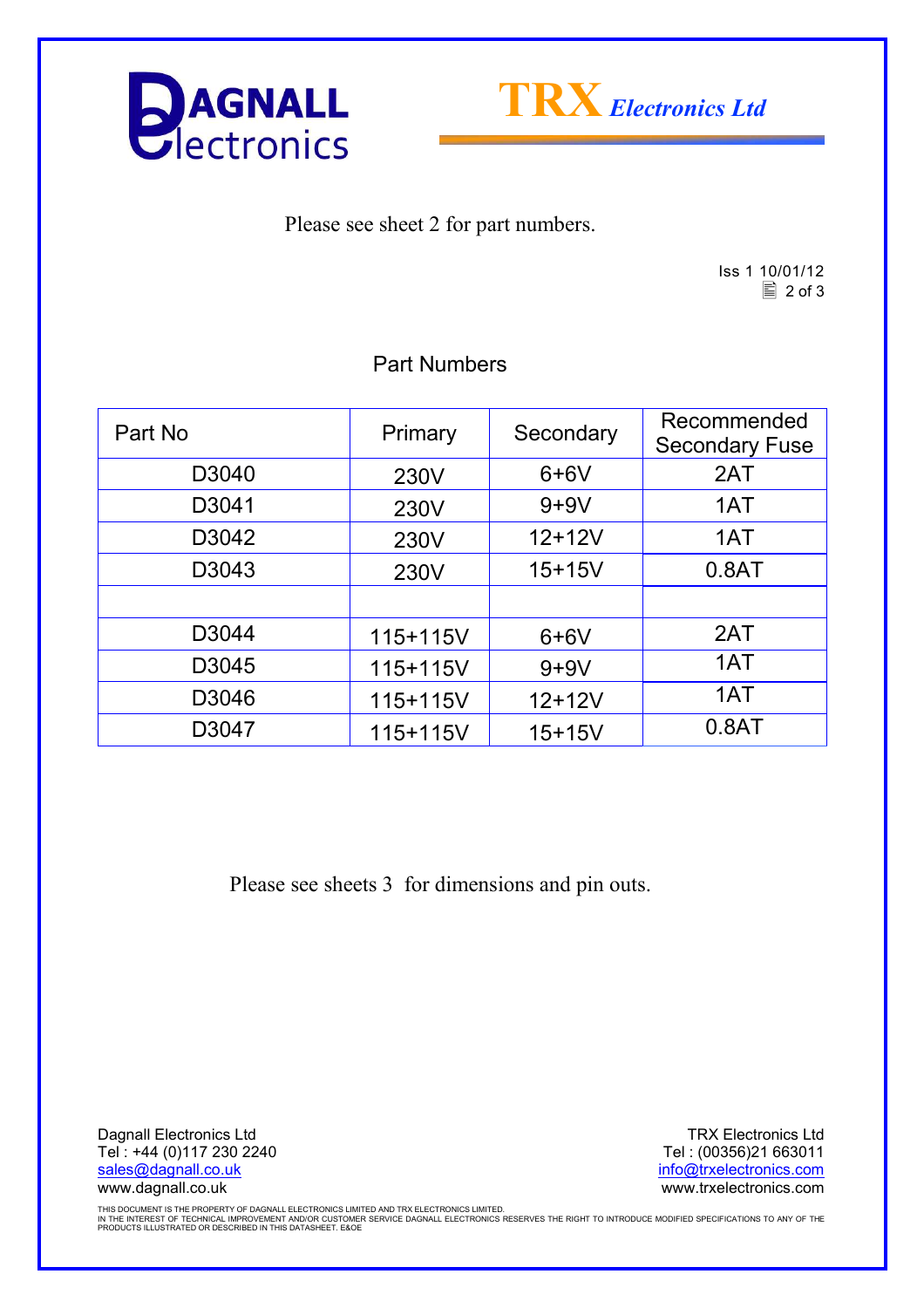Please see sheet 2 for part numbers.

Iss 1 10/01/12

## Part Numbers

| Part No | Primary | Secondary | Recommended Secondary Fuse |
|---|---|---|---|
| D3040 | 230V | 6+6V | 2AT |
| D3041 | 230V | 9+9V | 1AT |
| D3042 | 230V | 12+12V | 1AT |
| D3043 | 230V | 15+15V | 0.8AT |
| | | | |
| D3044 | 115+115V | 6+6V | 2AT |
| D3045 | 115+115V | 9+9V | 1AT |
| D3046 | 115+115V | 12+12V | 1AT |
| D3047 | 115+115V | 15+15V | 0.8AT |

Please see sheets 3 for dimensions and pin outs.

Dagnall Electronics Ltd
Tel : +44 (0)117 230 2240
sales@dagnall.co.uk
www.dagnall.co.uk

TRX Electronics Ltd
Tel : (00356)21 663011
info@trxelectronics.com
www.trxelectronics.com

THIS DOCUMENT IS THE PROPERTY OF DAGNALL ELECTRONICS LIMITED AND TRX ELECTRONICS LIMITED.
IN THE INTEREST OF TECHNICAL IMPROVEMENT AND/OR CUSTOMER SERVICE DAGNALL ELECTRONICS RESERVES THE RIGHT TO INTRODUCE MODIFIED SPECIFICATIONS TO ANY OF THE PRODUCTS ILLUSTRATED OR DESCRIBED IN THIS DATASHEET. E&OE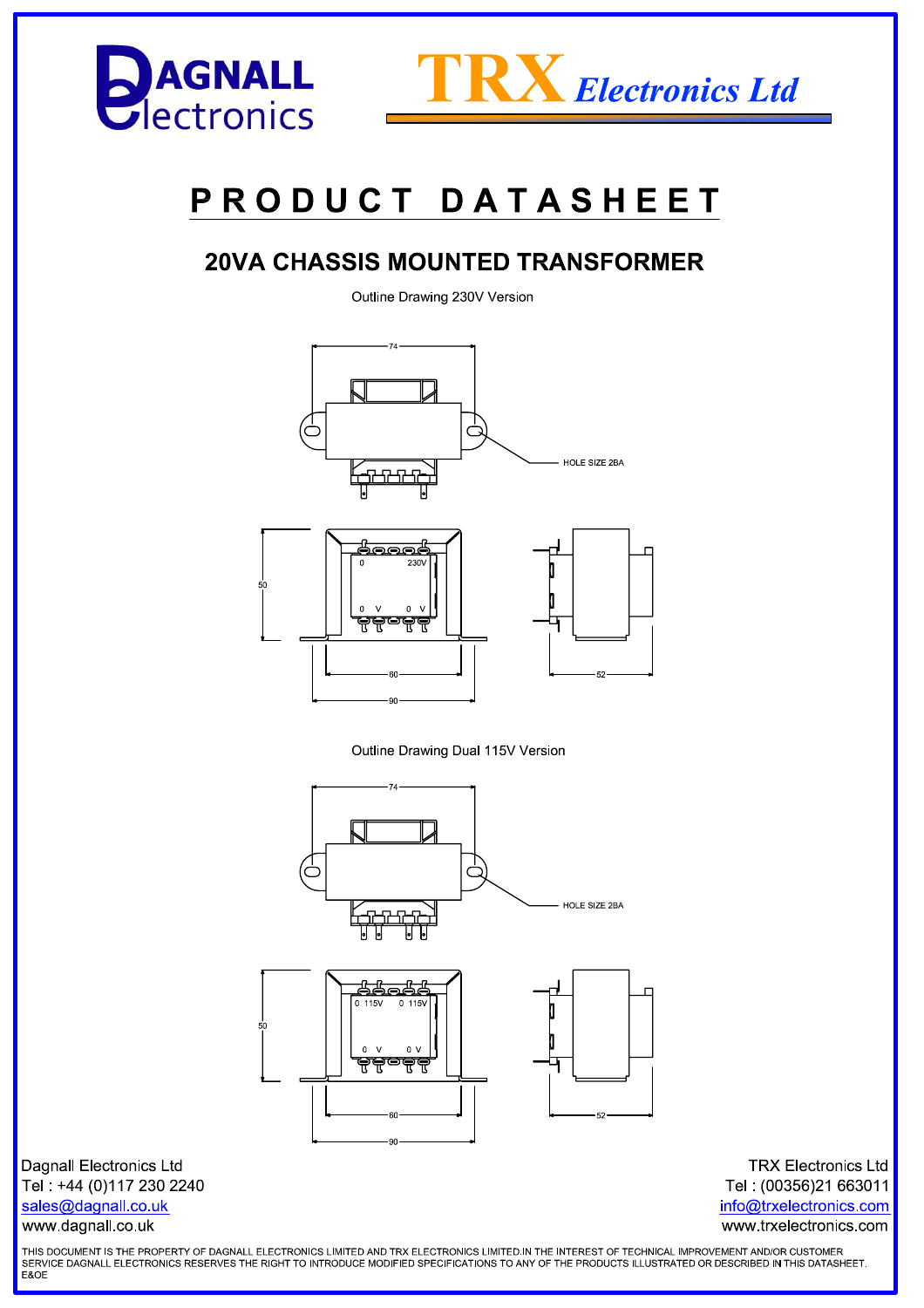DAGNALL Electronics

TRX Electronics Ltd

# PRODUCT DATASHEET

## 20VA CHASSIS MOUNTED TRANSFORMER

Outline Drawing 230V Version

74

HOLE SIZE 2BA

50

0 230V

0 V 0 V

60

90

52

Outline Drawing Dual 115V Version

74

HOLE SIZE 2BA

50

0 115V 0 115V

0 V 0 V

60

90

52

Dagnall Electronics Ltd
Tel : +44 (0)117 230 2240
sales@dagnall.co.uk
www.dagnall.co.uk

TRX Electronics Ltd
Tel : (00356)21 663011
info@trxelectronics.com
www.trxelectronics.com

THIS DOCUMENT IS THE PROPERTY OF DAGNALL ELECTRONICS LIMITED AND TRX ELECTRONICS LIMITED.IN THE INTEREST OF TECHNICAL IMPROVEMENT AND/OR CUSTOMER SERVICE DAGNALL ELECTRONICS RESERVES THE RIGHT TO INTRODUCE MODIFIED SPECIFICATIONS TO ANY OF THE PRODUCTS ILLUSTRATED OR DESCRIBED IN THIS DATASHEET. E&OE